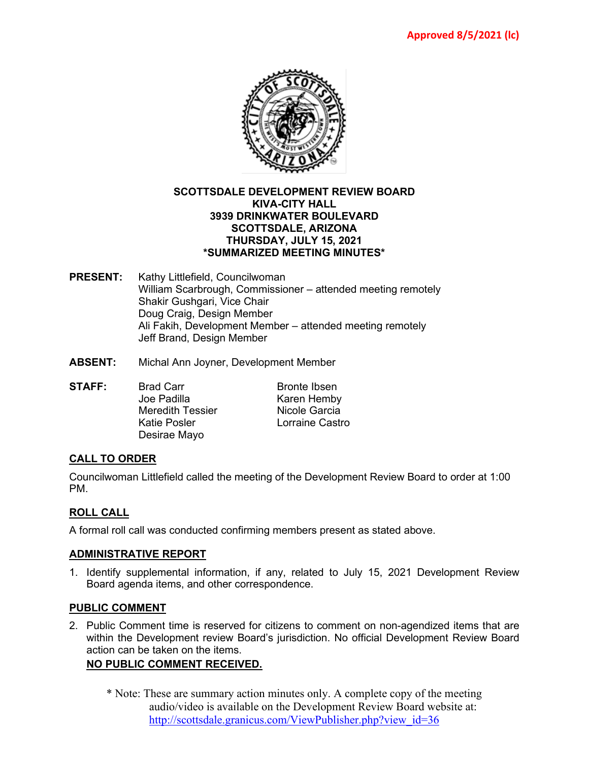Approved 8/5/2021 (lc)

# SCOTTSDALE DEVELOPMENT REVIEW BOARD
## KIVA-CITY HALL
## 3939 DRINKWATER BOULEVARD
## SCOTTSDALE, ARIZONA
## THURSDAY, JULY 15, 2021
## *SUMMARIZED MEETING MINUTES*

**PRESENT:** Kathy Littlefield, Councilwoman
William Scarbrough, Commissioner – attended meeting remotely
Shakir Gushgari, Vice Chair
Doug Craig, Design Member
Ali Fakih, Development Member – attended meeting remotely
Jeff Brand, Design Member

**ABSENT:** Michal Ann Joyner, Development Member

**STAFF:**
Brad Carr
Joe Padilla
Meredith Tessier
Katie Posler
Desirae Mayo
Bronte Ibsen
Karen Hemby
Nicole Garcia
Lorraine Castro

## CALL TO ORDER

Councilwoman Littlefield called the meeting of the Development Review Board to order at 1:00 PM.

## ROLL CALL

A formal roll call was conducted confirming members present as stated above.

## ADMINISTRATIVE REPORT

1. Identify supplemental information, if any, related to July 15, 2021 Development Review Board agenda items, and other correspondence.

## PUBLIC COMMENT

2. Public Comment time is reserved for citizens to comment on non-agendized items that are within the Development review Board's jurisdiction. No official Development Review Board action can be taken on the items.

   **NO PUBLIC COMMENT RECEIVED.**

\* Note: These are summary action minutes only. A complete copy of the meeting audio/video is available on the Development Review Board website at: http://scottsdale.granicus.com/ViewPublisher.php?view_id=36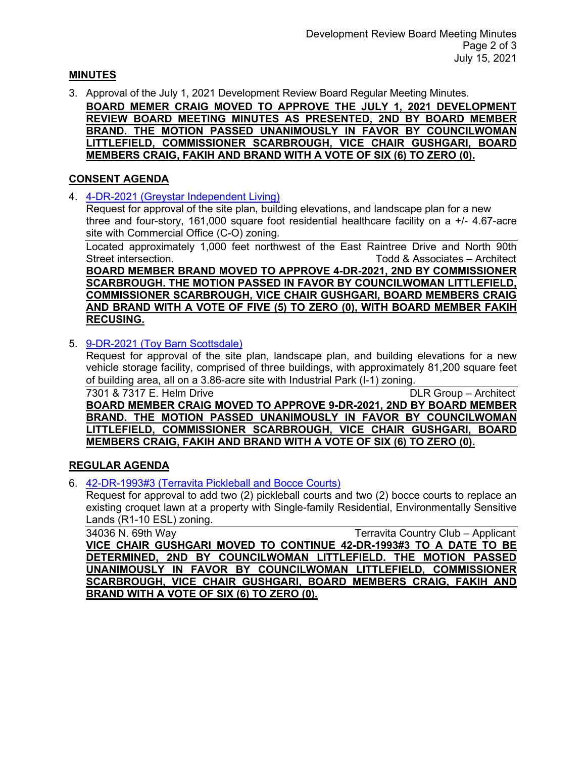## MINUTES

3. Approval of the July 1, 2021 Development Review Board Regular Meeting Minutes.
**BOARD MEMER CRAIG MOVED TO APPROVE THE JULY 1, 2021 DEVELOPMENT REVIEW BOARD MEETING MINUTES AS PRESENTED, 2ND BY BOARD MEMBER BRAND. THE MOTION PASSED UNANIMOUSLY IN FAVOR BY COUNCILWOMAN LITTLEFIELD, COMMISSIONER SCARBROUGH, VICE CHAIR GUSHGARI, BOARD MEMBERS CRAIG, FAKIH AND BRAND WITH A VOTE OF SIX (6) TO ZERO (0).**

## CONSENT AGENDA

4. 4-DR-2021 (Greystar Independent Living)
Request for approval of the site plan, building elevations, and landscape plan for a new three and four-story, 161,000 square foot residential healthcare facility on a +/- 4.67-acre site with Commercial Office (C-O) zoning.
Located approximately 1,000 feet northwest of the East Raintree Drive and North 90th Street intersection. Todd & Associates – Architect
**BOARD MEMBER BRAND MOVED TO APPROVE 4-DR-2021, 2ND BY COMMISSIONER SCARBROUGH. THE MOTION PASSED IN FAVOR BY COUNCILWOMAN LITTLEFIELD, COMMISSIONER SCARBROUGH, VICE CHAIR GUSHGARI, BOARD MEMBERS CRAIG AND BRAND WITH A VOTE OF FIVE (5) TO ZERO (0), WITH BOARD MEMBER FAKIH RECUSING.**

5. 9-DR-2021 (Toy Barn Scottsdale)
Request for approval of the site plan, landscape plan, and building elevations for a new vehicle storage facility, comprised of three buildings, with approximately 81,200 square feet of building area, all on a 3.86-acre site with Industrial Park (I-1) zoning.
7301 & 7317 E. Helm Drive DLR Group – Architect
**BOARD MEMBER CRAIG MOVED TO APPROVE 9-DR-2021, 2ND BY BOARD MEMBER BRAND. THE MOTION PASSED UNANIMOUSLY IN FAVOR BY COUNCILWOMAN LITTLEFIELD, COMMISSIONER SCARBROUGH, VICE CHAIR GUSHGARI, BOARD MEMBERS CRAIG, FAKIH AND BRAND WITH A VOTE OF SIX (6) TO ZERO (0).**

## REGULAR AGENDA

6. 42-DR-1993#3 (Terravita Pickleball and Bocce Courts)
Request for approval to add two (2) pickleball courts and two (2) bocce courts to replace an existing croquet lawn at a property with Single-family Residential, Environmentally Sensitive Lands (R1-10 ESL) zoning.
34036 N. 69th Way Terravita Country Club – Applicant
**VICE CHAIR GUSHGARI MOVED TO CONTINUE 42-DR-1993#3 TO A DATE TO BE DETERMINED, 2ND BY COUNCILWOMAN LITTLEFIELD. THE MOTION PASSED UNANIMOUSLY IN FAVOR BY COUNCILWOMAN LITTLEFIELD, COMMISSIONER SCARBROUGH, VICE CHAIR GUSHGARI, BOARD MEMBERS CRAIG, FAKIH AND BRAND WITH A VOTE OF SIX (6) TO ZERO (0).**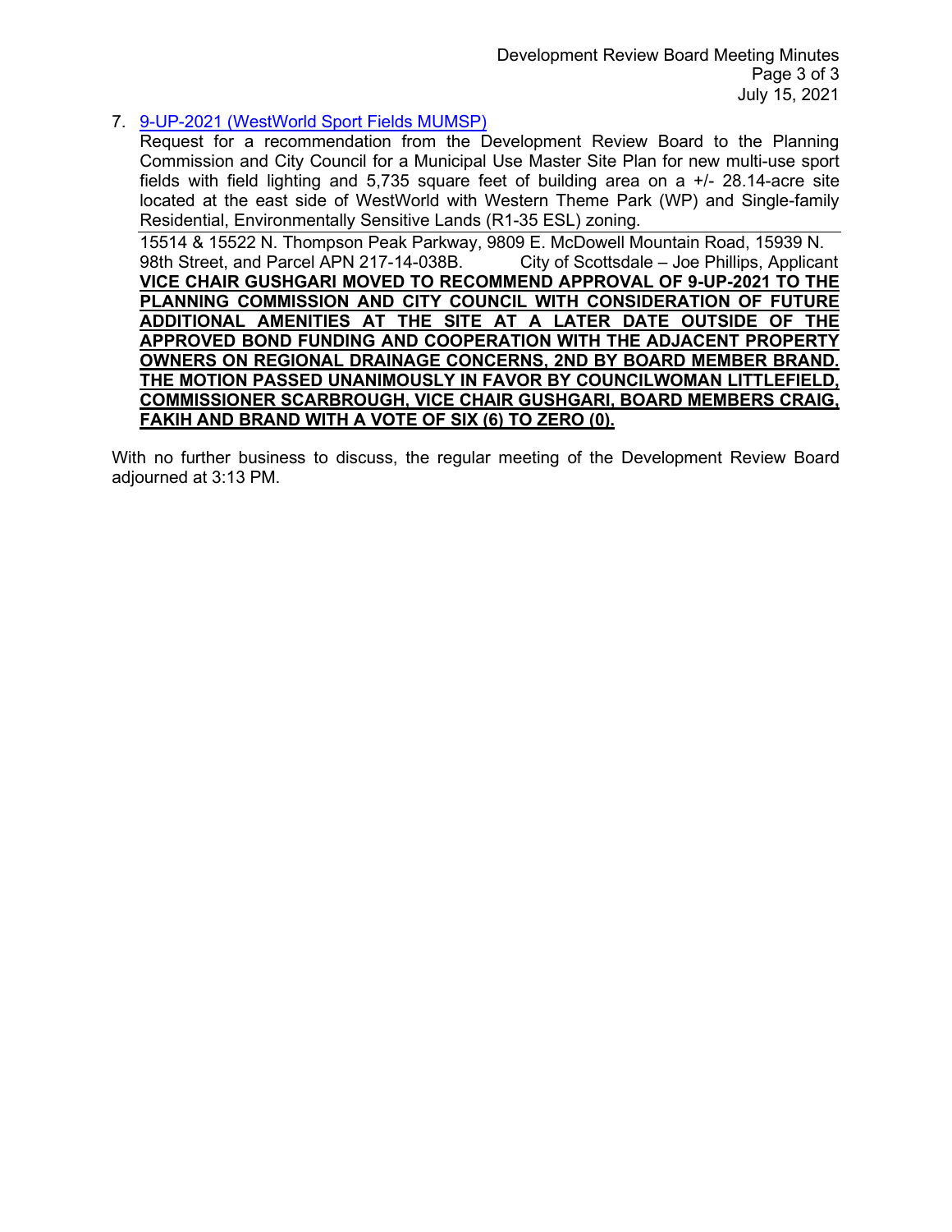7. [9-UP-2021 (WestWorld Sport Fields MUMSP)]

   Request for a recommendation from the Development Review Board to the Planning Commission and City Council for a Municipal Use Master Site Plan for new multi-use sport fields with field lighting and 5,735 square feet of building area on a +/- 28.14-acre site located at the east side of WestWorld with Western Theme Park (WP) and Single-family Residential, Environmentally Sensitive Lands (R1-35 ESL) zoning.

   ---

   15514 & 15522 N. Thompson Peak Parkway, 9809 E. McDowell Mountain Road, 15939 N. 98th Street, and Parcel APN 217-14-038B. City of Scottsdale – Joe Phillips, Applicant

   **VICE CHAIR GUSHGARI MOVED TO RECOMMEND APPROVAL OF 9-UP-2021 TO THE PLANNING COMMISSION AND CITY COUNCIL WITH CONSIDERATION OF FUTURE ADDITIONAL AMENITIES AT THE SITE AT A LATER DATE OUTSIDE OF THE APPROVED BOND FUNDING AND COOPERATION WITH THE ADJACENT PROPERTY OWNERS ON REGIONAL DRAINAGE CONCERNS, 2ND BY BOARD MEMBER BRAND. THE MOTION PASSED UNANIMOUSLY IN FAVOR BY COUNCILWOMAN LITTLEFIELD, COMMISSIONER SCARBROUGH, VICE CHAIR GUSHGARI, BOARD MEMBERS CRAIG, FAKIH AND BRAND WITH A VOTE OF SIX (6) TO ZERO (0).**

With no further business to discuss, the regular meeting of the Development Review Board adjourned at 3:13 PM.